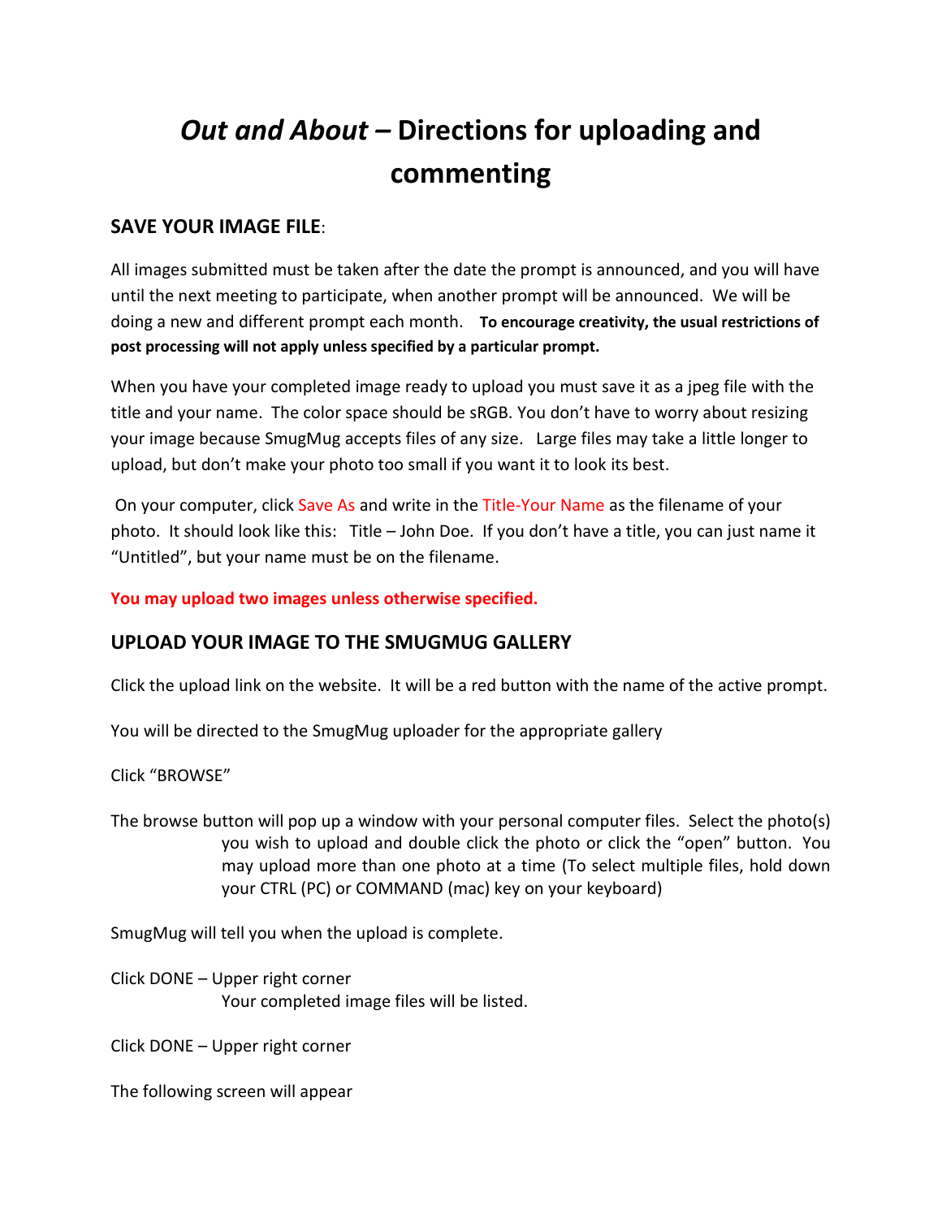# *Out and About* – Directions for uploading and commenting

## SAVE YOUR IMAGE FILE:

All images submitted must be taken after the date the prompt is announced, and you will have until the next meeting to participate, when another prompt will be announced. We will be doing a new and different prompt each month. **To encourage creativity, the usual restrictions of post processing will not apply unless specified by a particular prompt.**

When you have your completed image ready to upload you must save it as a jpeg file with the title and your name. The color space should be sRGB. You don't have to worry about resizing your image because SmugMug accepts files of any size. Large files may take a little longer to upload, but don't make your photo too small if you want it to look its best.

On your computer, click Save As and write in the Title-Your Name as the filename of your photo. It should look like this: Title – John Doe. If you don't have a title, you can just name it "Untitled", but your name must be on the filename.

**You may upload two images unless otherwise specified.**

## UPLOAD YOUR IMAGE TO THE SMUGMUG GALLERY

Click the upload link on the website. It will be a red button with the name of the active prompt.

You will be directed to the SmugMug uploader for the appropriate gallery

Click "BROWSE"

The browse button will pop up a window with your personal computer files. Select the photo(s) you wish to upload and double click the photo or click the "open" button. You may upload more than one photo at a time (To select multiple files, hold down your CTRL (PC) or COMMAND (mac) key on your keyboard)

SmugMug will tell you when the upload is complete.

Click DONE – Upper right corner
Your completed image files will be listed.

Click DONE – Upper right corner

The following screen will appear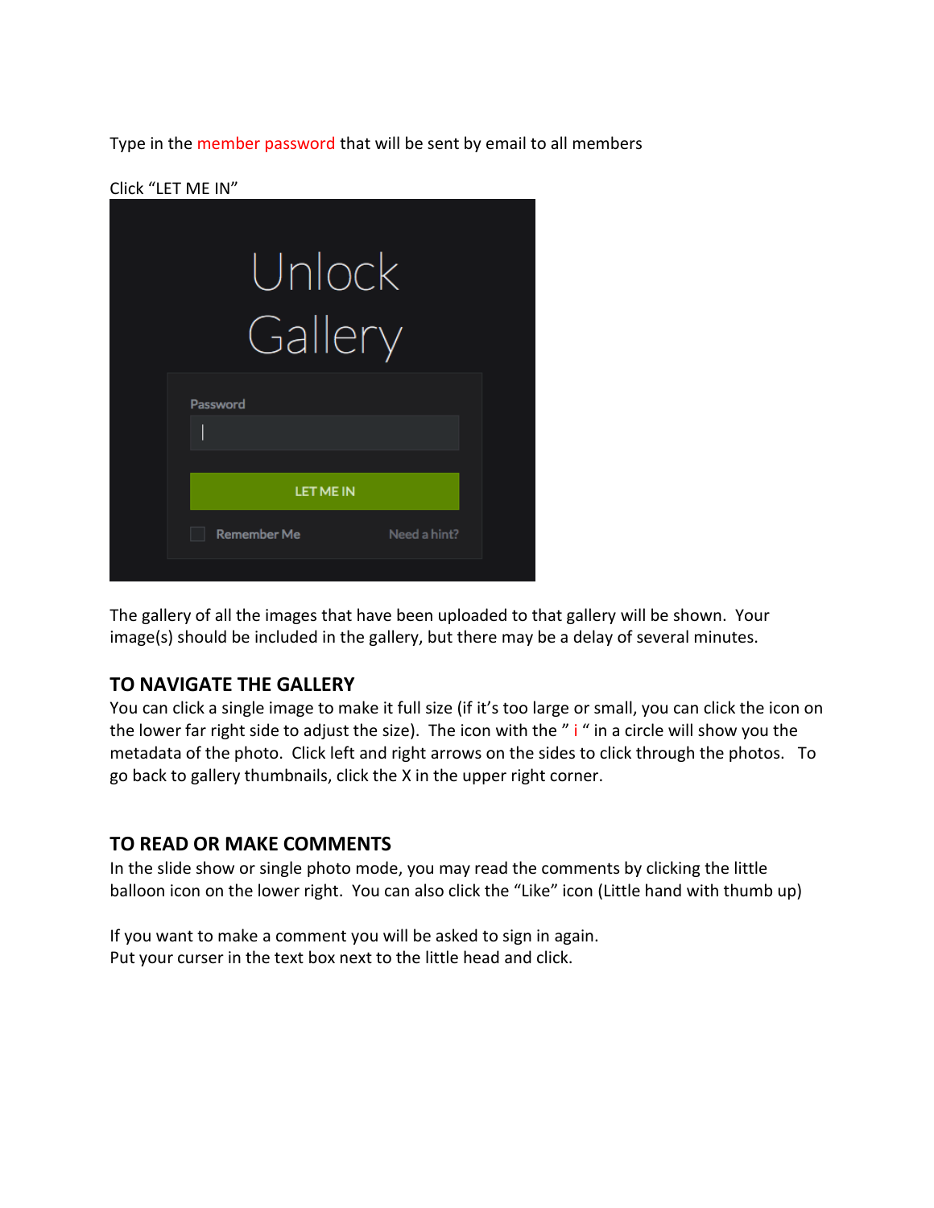Type in the member password that will be sent by email to all members

Click “LET ME IN”

The gallery of all the images that have been uploaded to that gallery will be shown. Your image(s) should be included in the gallery, but there may be a delay of several minutes.

## TO NAVIGATE THE GALLERY

You can click a single image to make it full size (if it’s too large or small, you can click the icon on the lower far right side to adjust the size). The icon with the ” i “ in a circle will show you the metadata of the photo. Click left and right arrows on the sides to click through the photos. To go back to gallery thumbnails, click the X in the upper right corner.

## TO READ OR MAKE COMMENTS

In the slide show or single photo mode, you may read the comments by clicking the little balloon icon on the lower right. You can also click the “Like” icon (Little hand with thumb up)

If you want to make a comment you will be asked to sign in again.
Put your curser in the text box next to the little head and click.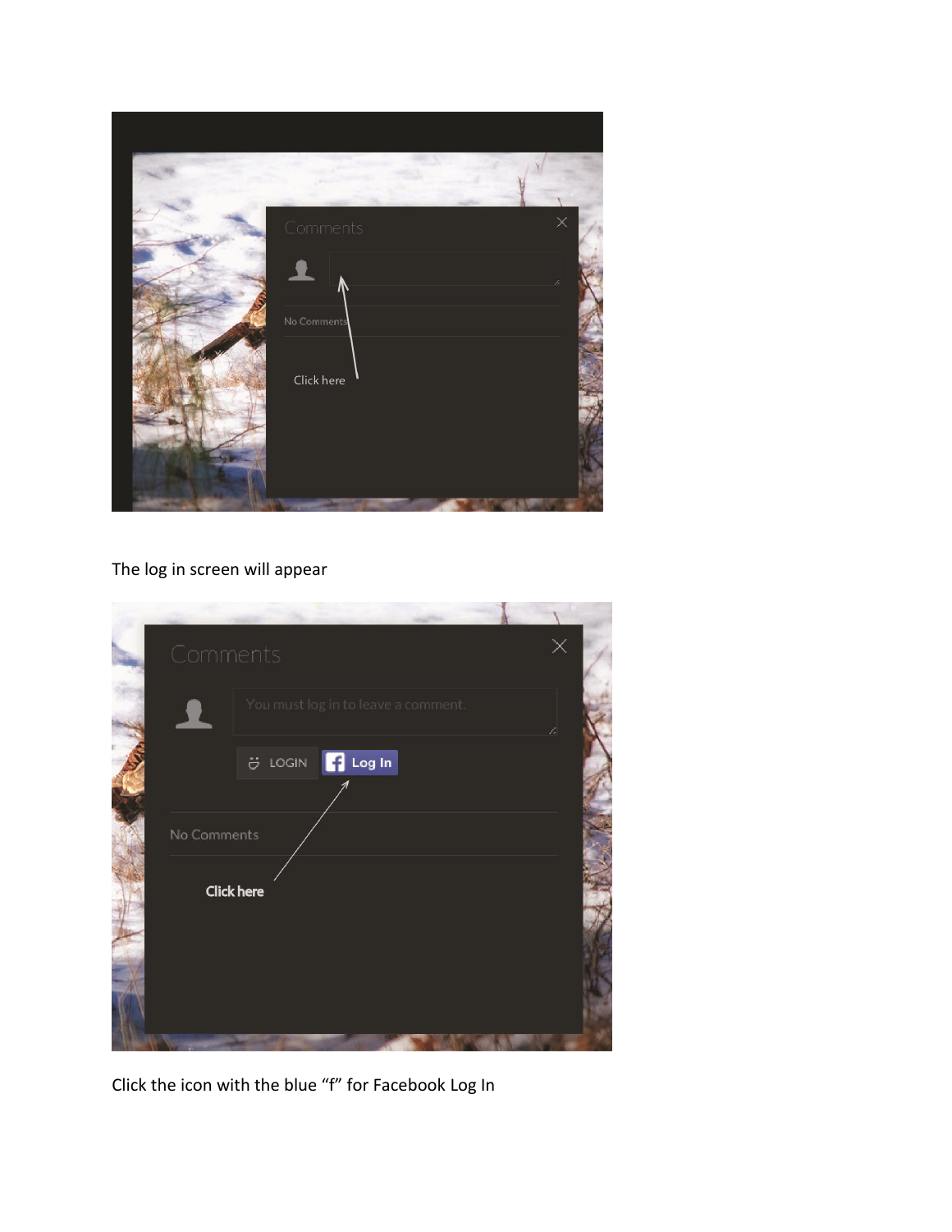The log in screen will appear

Click the icon with the blue “f” for Facebook Log In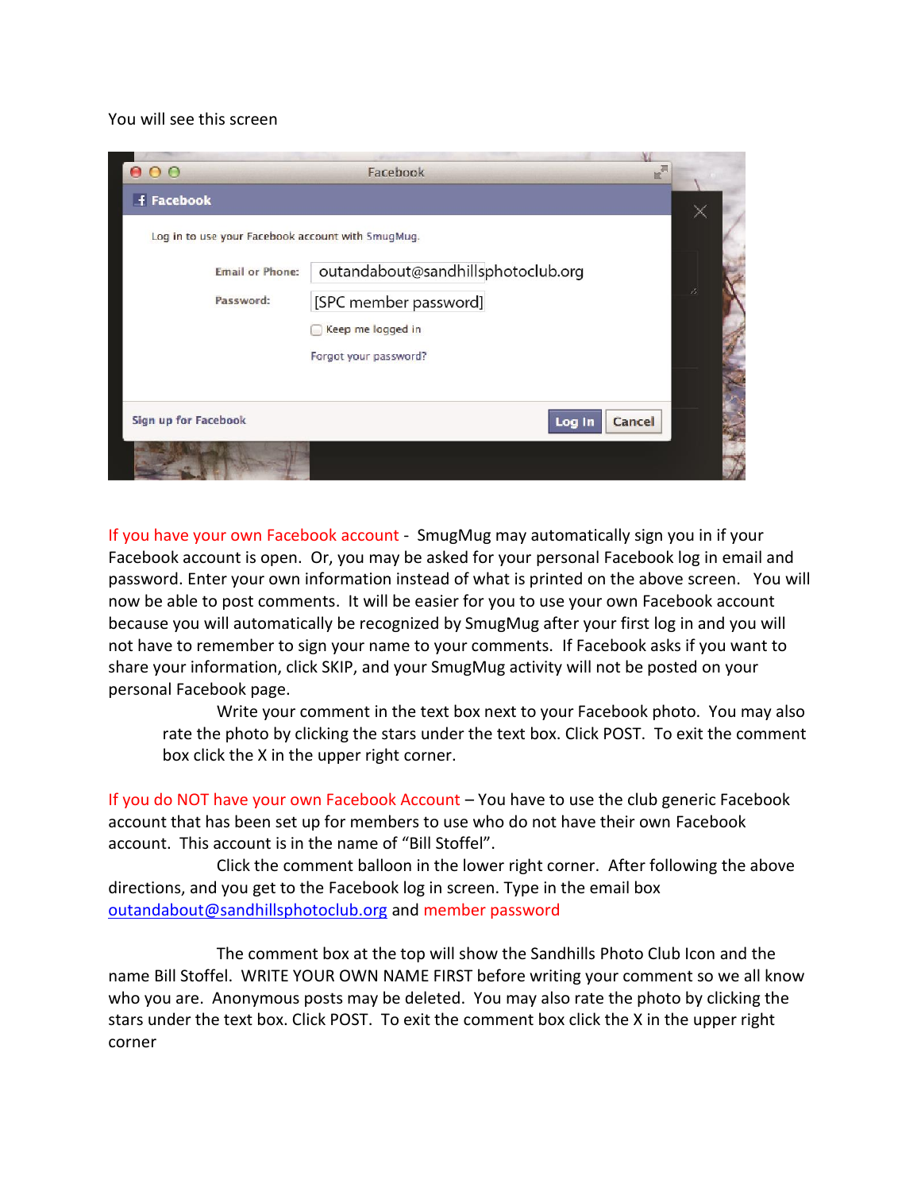You will see this screen

If you have your own Facebook account - SmugMug may automatically sign you in if your Facebook account is open. Or, you may be asked for your personal Facebook log in email and password. Enter your own information instead of what is printed on the above screen. You will now be able to post comments. It will be easier for you to use your own Facebook account because you will automatically be recognized by SmugMug after your first log in and you will not have to remember to sign your name to your comments. If Facebook asks if you want to share your information, click SKIP, and your SmugMug activity will not be posted on your personal Facebook page.

Write your comment in the text box next to your Facebook photo. You may also rate the photo by clicking the stars under the text box. Click POST. To exit the comment box click the X in the upper right corner.

If you do NOT have your own Facebook Account – You have to use the club generic Facebook account that has been set up for members to use who do not have their own Facebook account. This account is in the name of "Bill Stoffel".

Click the comment balloon in the lower right corner. After following the above directions, and you get to the Facebook log in screen. Type in the email box outandabout@sandhillsphotoclub.org and member password

The comment box at the top will show the Sandhills Photo Club Icon and the name Bill Stoffel. WRITE YOUR OWN NAME FIRST before writing your comment so we all know who you are. Anonymous posts may be deleted. You may also rate the photo by clicking the stars under the text box. Click POST. To exit the comment box click the X in the upper right corner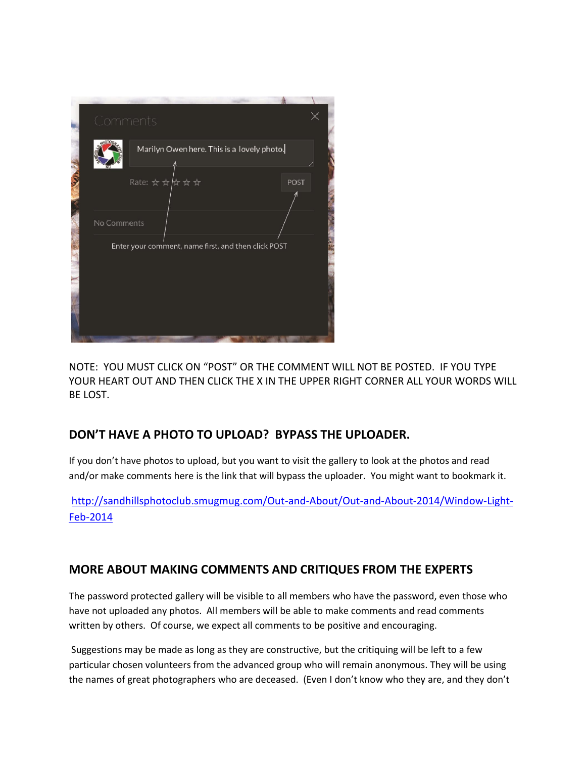Comments

Marilyn Owen here. This is a lovely photo.

Rate: ☆ ☆ ☆ ☆ ☆

POST

No Comments

Enter your comment, name first, and then click POST

NOTE: YOU MUST CLICK ON "POST" OR THE COMMENT WILL NOT BE POSTED. IF YOU TYPE YOUR HEART OUT AND THEN CLICK THE X IN THE UPPER RIGHT CORNER ALL YOUR WORDS WILL BE LOST.

## DON'T HAVE A PHOTO TO UPLOAD? BYPASS THE UPLOADER.

If you don't have photos to upload, but you want to visit the gallery to look at the photos and read and/or make comments here is the link that will bypass the uploader. You might want to bookmark it.

[http://sandhillsphotoclub.smugmug.com/Out-and-About/Out-and-About-2014/Window-Light-Feb-2014](http://sandhillsphotoclub.smugmug.com/Out-and-About/Out-and-About-2014/Window-Light-Feb-2014)

## MORE ABOUT MAKING COMMENTS AND CRITIQUES FROM THE EXPERTS

The password protected gallery will be visible to all members who have the password, even those who have not uploaded any photos. All members will be able to make comments and read comments written by others. Of course, we expect all comments to be positive and encouraging.

Suggestions may be made as long as they are constructive, but the critiquing will be left to a few particular chosen volunteers from the advanced group who will remain anonymous. They will be using the names of great photographers who are deceased. (Even I don't know who they are, and they don't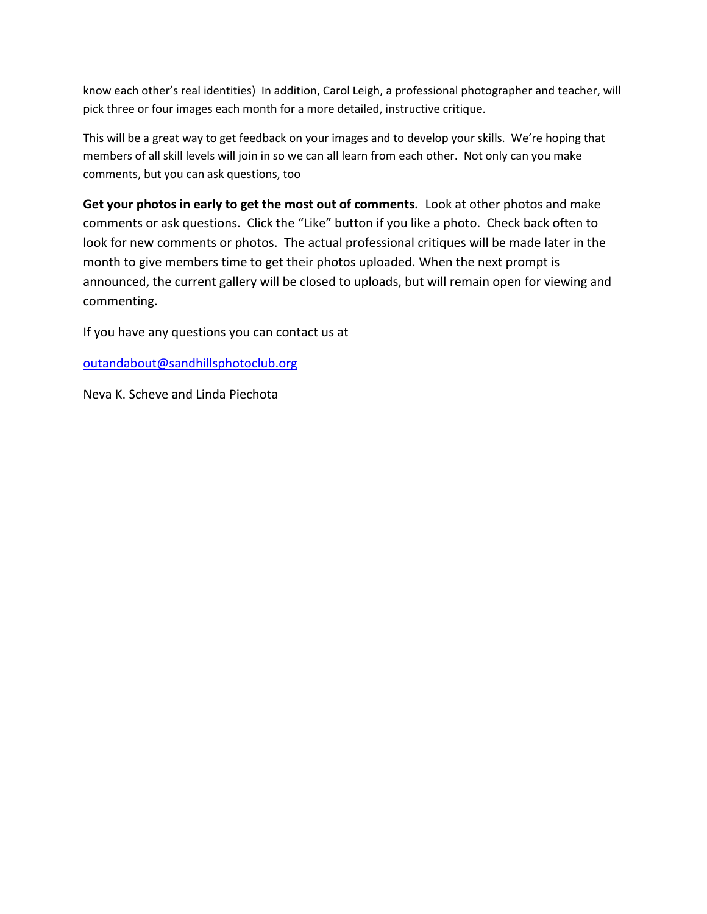know each other's real identities) In addition, Carol Leigh, a professional photographer and teacher, will pick three or four images each month for a more detailed, instructive critique.

This will be a great way to get feedback on your images and to develop your skills. We're hoping that members of all skill levels will join in so we can all learn from each other. Not only can you make comments, but you can ask questions, too

**Get your photos in early to get the most out of comments.** Look at other photos and make comments or ask questions. Click the "Like" button if you like a photo. Check back often to look for new comments or photos. The actual professional critiques will be made later in the month to give members time to get their photos uploaded. When the next prompt is announced, the current gallery will be closed to uploads, but will remain open for viewing and commenting.

If you have any questions you can contact us at

outandabout@sandhillsphotoclub.org

Neva K. Scheve and Linda Piechota